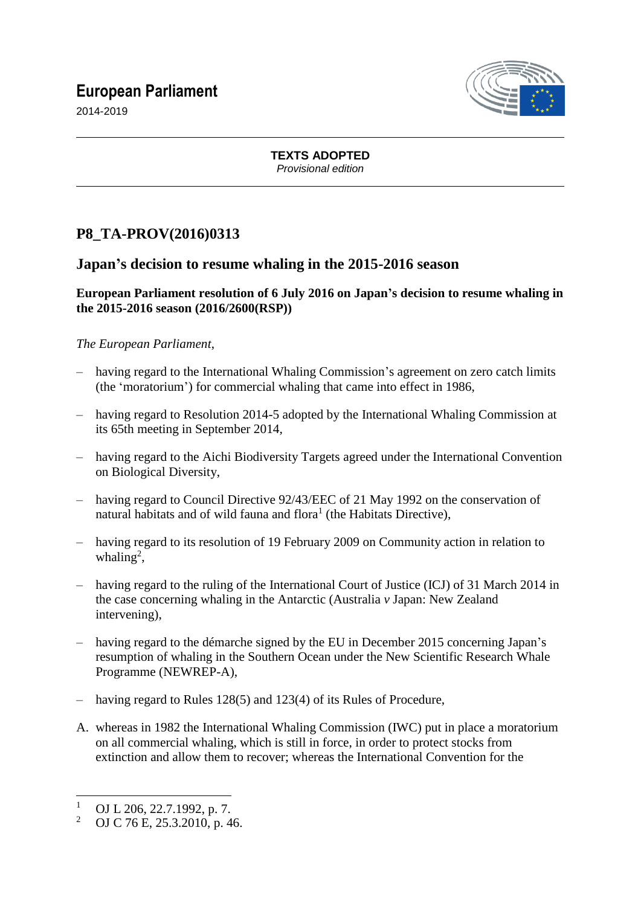# European Parliament

2014-2019

**TEXTS ADOPTED**
*Provisional edition*

## P8_TA-PROV(2016)0313

## Japan's decision to resume whaling in the 2015-2016 season

**European Parliament resolution of 6 July 2016 on Japan's decision to resume whaling in the 2015-2016 season (2016/2600(RSP))**

*The European Parliament*,

- having regard to the International Whaling Commission's agreement on zero catch limits (the 'moratorium') for commercial whaling that came into effect in 1986,
- having regard to Resolution 2014-5 adopted by the International Whaling Commission at its 65th meeting in September 2014,
- having regard to the Aichi Biodiversity Targets agreed under the International Convention on Biological Diversity,
- having regard to Council Directive 92/43/EEC of 21 May 1992 on the conservation of natural habitats and of wild fauna and flora[1] (the Habitats Directive),
- having regard to its resolution of 19 February 2009 on Community action in relation to whaling[2],
- having regard to the ruling of the International Court of Justice (ICJ) of 31 March 2014 in the case concerning whaling in the Antarctic (Australia *v* Japan: New Zealand intervening),
- having regard to the démarche signed by the EU in December 2015 concerning Japan's resumption of whaling in the Southern Ocean under the New Scientific Research Whale Programme (NEWREP-A),
- having regard to Rules 128(5) and 123(4) of its Rules of Procedure,

A. whereas in 1982 the International Whaling Commission (IWC) put in place a moratorium on all commercial whaling, which is still in force, in order to protect stocks from extinction and allow them to recover; whereas the International Convention for the

---

[1] OJ L 206, 22.7.1992, p. 7.
[2] OJ C 76 E, 25.3.2010, p. 46.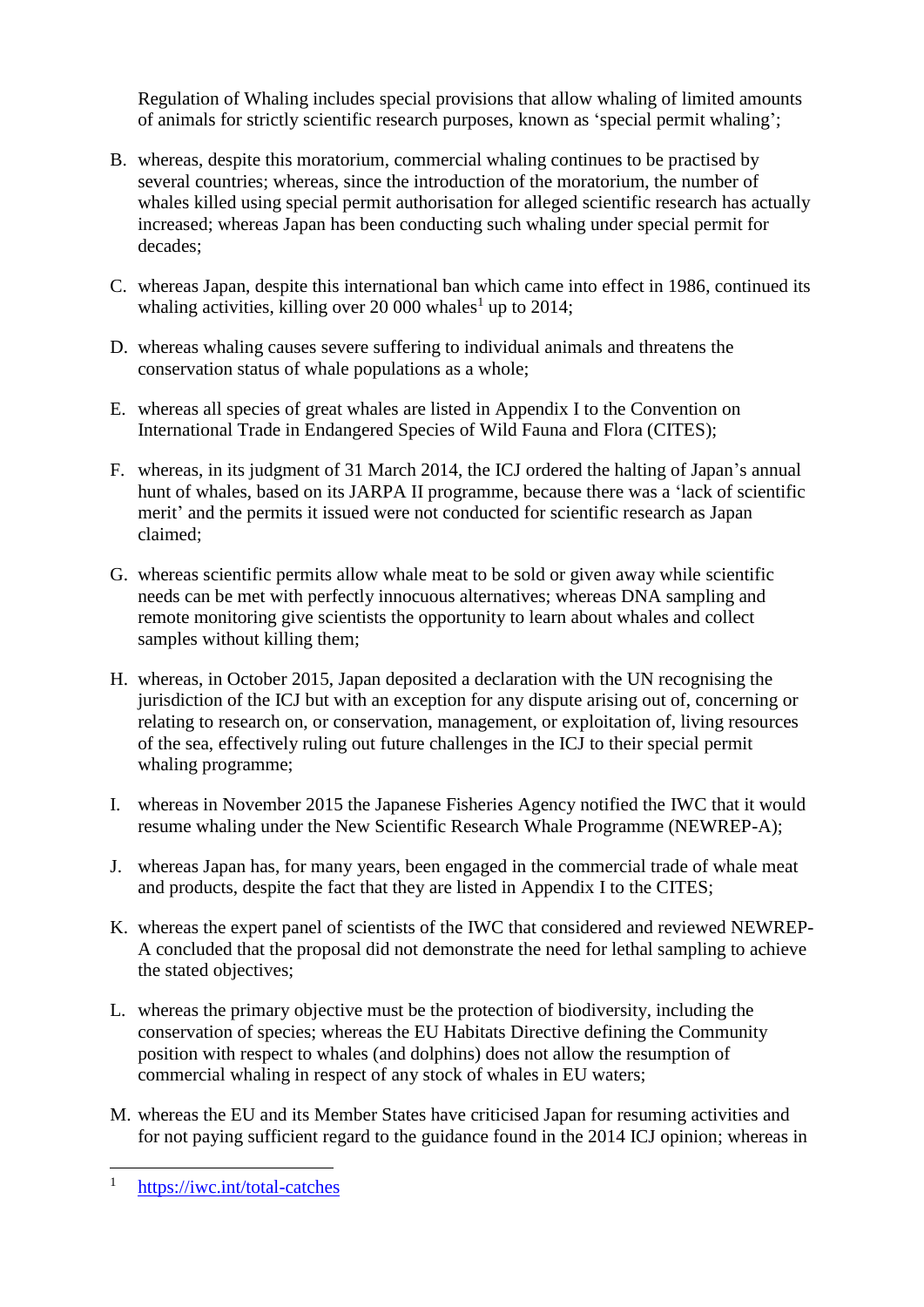Regulation of Whaling includes special provisions that allow whaling of limited amounts of animals for strictly scientific research purposes, known as 'special permit whaling';

B. whereas, despite this moratorium, commercial whaling continues to be practised by several countries; whereas, since the introduction of the moratorium, the number of whales killed using special permit authorisation for alleged scientific research has actually increased; whereas Japan has been conducting such whaling under special permit for decades;

C. whereas Japan, despite this international ban which came into effect in 1986, continued its whaling activities, killing over 20 000 whales[1] up to 2014;

D. whereas whaling causes severe suffering to individual animals and threatens the conservation status of whale populations as a whole;

E. whereas all species of great whales are listed in Appendix I to the Convention on International Trade in Endangered Species of Wild Fauna and Flora (CITES);

F. whereas, in its judgment of 31 March 2014, the ICJ ordered the halting of Japan's annual hunt of whales, based on its JARPA II programme, because there was a 'lack of scientific merit' and the permits it issued were not conducted for scientific research as Japan claimed;

G. whereas scientific permits allow whale meat to be sold or given away while scientific needs can be met with perfectly innocuous alternatives; whereas DNA sampling and remote monitoring give scientists the opportunity to learn about whales and collect samples without killing them;

H. whereas, in October 2015, Japan deposited a declaration with the UN recognising the jurisdiction of the ICJ but with an exception for any dispute arising out of, concerning or relating to research on, or conservation, management, or exploitation of, living resources of the sea, effectively ruling out future challenges in the ICJ to their special permit whaling programme;

I. whereas in November 2015 the Japanese Fisheries Agency notified the IWC that it would resume whaling under the New Scientific Research Whale Programme (NEWREP-A);

J. whereas Japan has, for many years, been engaged in the commercial trade of whale meat and products, despite the fact that they are listed in Appendix I to the CITES;

K. whereas the expert panel of scientists of the IWC that considered and reviewed NEWREP-A concluded that the proposal did not demonstrate the need for lethal sampling to achieve the stated objectives;

L. whereas the primary objective must be the protection of biodiversity, including the conservation of species; whereas the EU Habitats Directive defining the Community position with respect to whales (and dolphins) does not allow the resumption of commercial whaling in respect of any stock of whales in EU waters;

M. whereas the EU and its Member States have criticised Japan for resuming activities and for not paying sufficient regard to the guidance found in the 2014 ICJ opinion; whereas in

[1] https://iwc.int/total-catches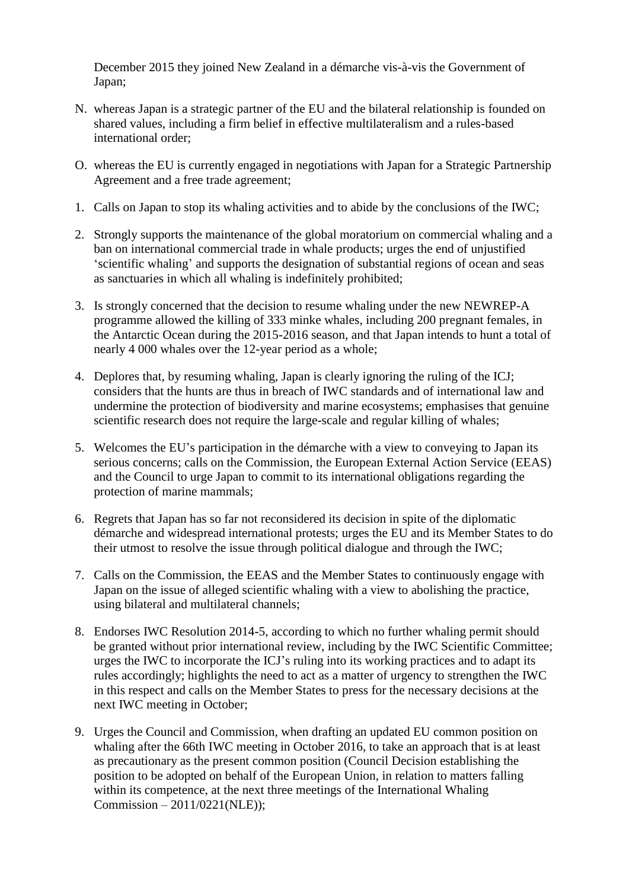December 2015 they joined New Zealand in a démarche vis-à-vis the Government of Japan;

N. whereas Japan is a strategic partner of the EU and the bilateral relationship is founded on shared values, including a firm belief in effective multilateralism and a rules-based international order;

O. whereas the EU is currently engaged in negotiations with Japan for a Strategic Partnership Agreement and a free trade agreement;

1. Calls on Japan to stop its whaling activities and to abide by the conclusions of the IWC;

2. Strongly supports the maintenance of the global moratorium on commercial whaling and a ban on international commercial trade in whale products; urges the end of unjustified 'scientific whaling' and supports the designation of substantial regions of ocean and seas as sanctuaries in which all whaling is indefinitely prohibited;

3. Is strongly concerned that the decision to resume whaling under the new NEWREP-A programme allowed the killing of 333 minke whales, including 200 pregnant females, in the Antarctic Ocean during the 2015-2016 season, and that Japan intends to hunt a total of nearly 4 000 whales over the 12-year period as a whole;

4. Deplores that, by resuming whaling, Japan is clearly ignoring the ruling of the ICJ; considers that the hunts are thus in breach of IWC standards and of international law and undermine the protection of biodiversity and marine ecosystems; emphasises that genuine scientific research does not require the large-scale and regular killing of whales;

5. Welcomes the EU's participation in the démarche with a view to conveying to Japan its serious concerns; calls on the Commission, the European External Action Service (EEAS) and the Council to urge Japan to commit to its international obligations regarding the protection of marine mammals;

6. Regrets that Japan has so far not reconsidered its decision in spite of the diplomatic démarche and widespread international protests; urges the EU and its Member States to do their utmost to resolve the issue through political dialogue and through the IWC;

7. Calls on the Commission, the EEAS and the Member States to continuously engage with Japan on the issue of alleged scientific whaling with a view to abolishing the practice, using bilateral and multilateral channels;

8. Endorses IWC Resolution 2014-5, according to which no further whaling permit should be granted without prior international review, including by the IWC Scientific Committee; urges the IWC to incorporate the ICJ's ruling into its working practices and to adapt its rules accordingly; highlights the need to act as a matter of urgency to strengthen the IWC in this respect and calls on the Member States to press for the necessary decisions at the next IWC meeting in October;

9. Urges the Council and Commission, when drafting an updated EU common position on whaling after the 66th IWC meeting in October 2016, to take an approach that is at least as precautionary as the present common position (Council Decision establishing the position to be adopted on behalf of the European Union, in relation to matters falling within its competence, at the next three meetings of the International Whaling Commission – 2011/0221(NLE));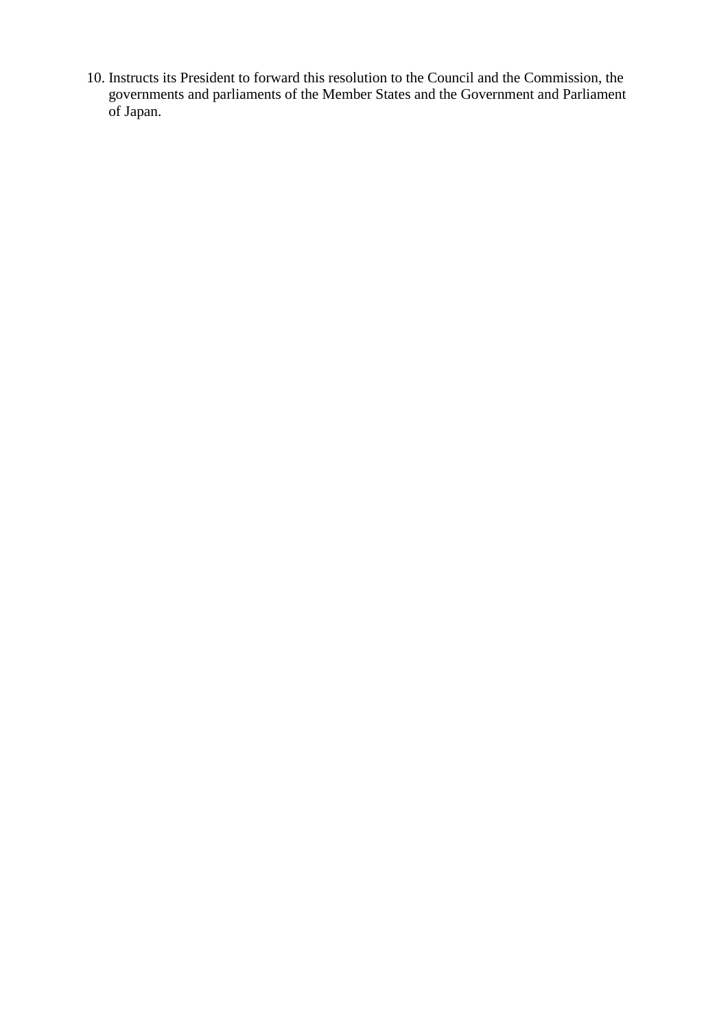10. Instructs its President to forward this resolution to the Council and the Commission, the governments and parliaments of the Member States and the Government and Parliament of Japan.